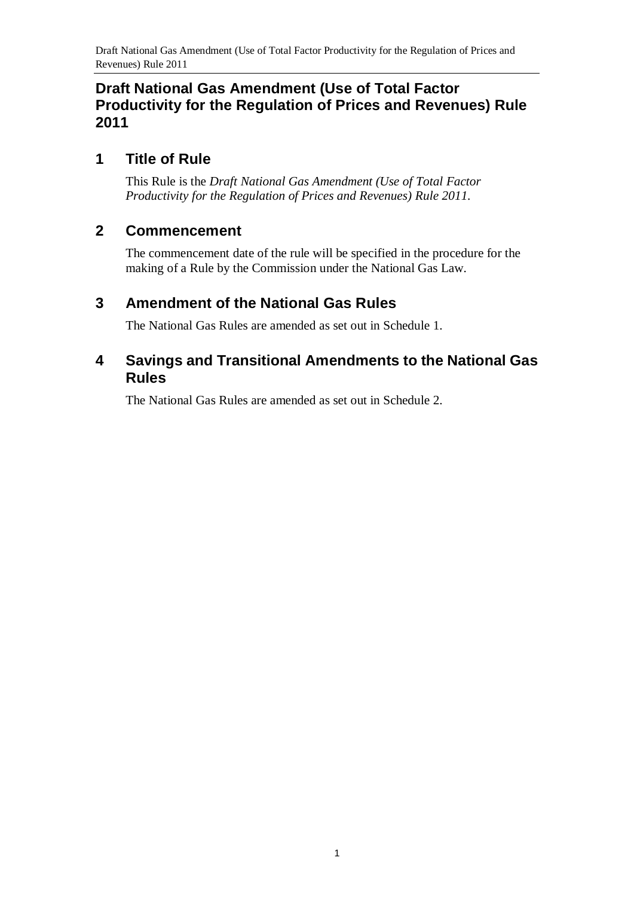# Draft National Gas Amendment (Use of Total Factor Productivity for the Regulation of Prices and Revenues) Rule 2011

## 1 Title of Rule

This Rule is the *Draft National Gas Amendment (Use of Total Factor Productivity for the Regulation of Prices and Revenues) Rule 2011*.

## 2 Commencement

The commencement date of the rule will be specified in the procedure for the making of a Rule by the Commission under the National Gas Law.

## 3 Amendment of the National Gas Rules

The National Gas Rules are amended as set out in Schedule 1.

## 4 Savings and Transitional Amendments to the National Gas Rules

The National Gas Rules are amended as set out in Schedule 2.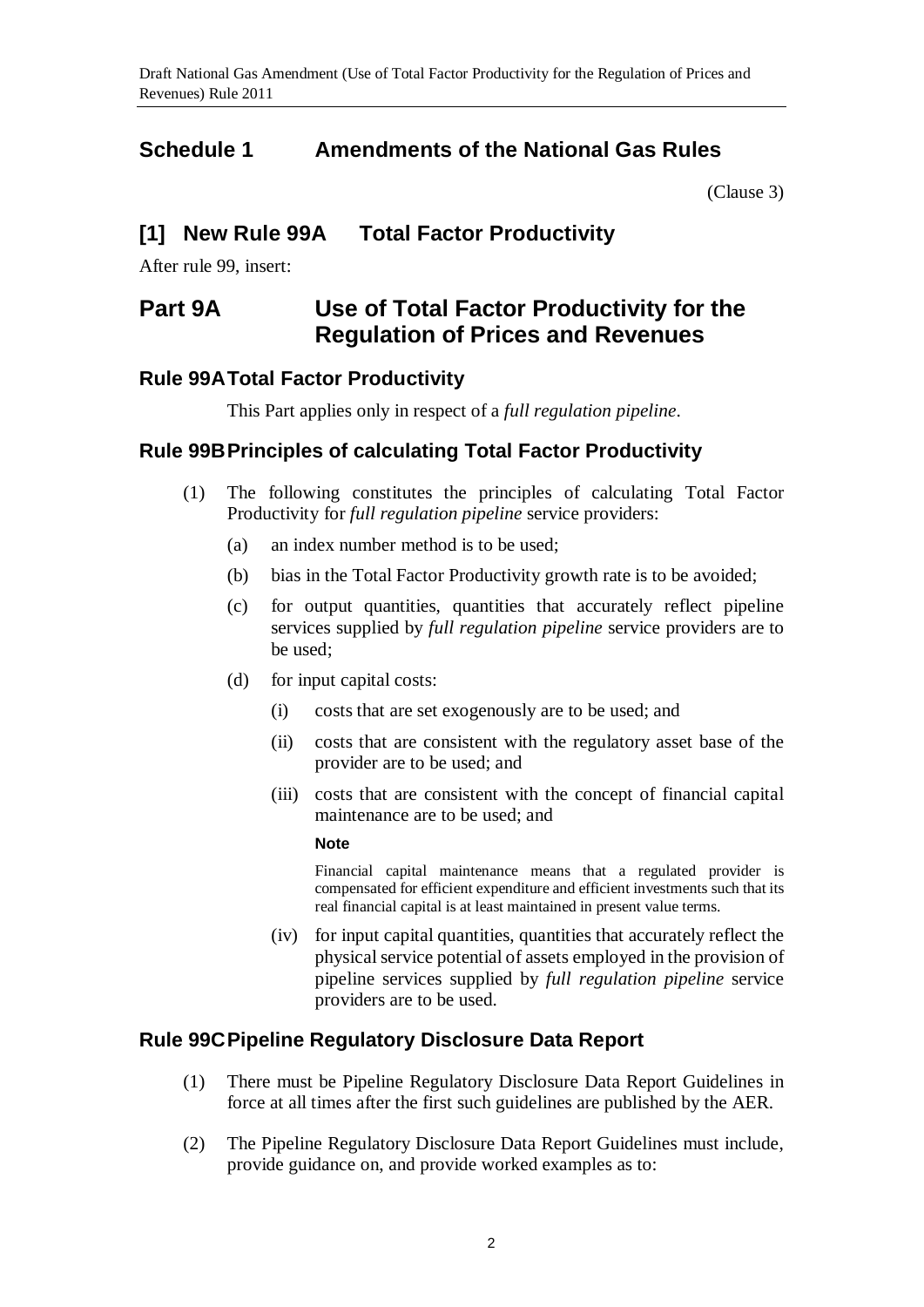# Schedule 1 Amendments of the National Gas Rules

(Clause 3)

## [1] New Rule 99A Total Factor Productivity

After rule 99, insert:

# Part 9A Use of Total Factor Productivity for the Regulation of Prices and Revenues

### Rule 99A Total Factor Productivity

This Part applies only in respect of a *full regulation pipeline*.

### Rule 99B Principles of calculating Total Factor Productivity

(1) The following constitutes the principles of calculating Total Factor Productivity for *full regulation pipeline* service providers:

(a) an index number method is to be used;

(b) bias in the Total Factor Productivity growth rate is to be avoided;

(c) for output quantities, quantities that accurately reflect pipeline services supplied by *full regulation pipeline* service providers are to be used;

(d) for input capital costs:

(i) costs that are set exogenously are to be used; and

(ii) costs that are consistent with the regulatory asset base of the provider are to be used; and

(iii) costs that are consistent with the concept of financial capital maintenance are to be used; and

**Note**

Financial capital maintenance means that a regulated provider is compensated for efficient expenditure and efficient investments such that its real financial capital is at least maintained in present value terms.

(iv) for input capital quantities, quantities that accurately reflect the physical service potential of assets employed in the provision of pipeline services supplied by *full regulation pipeline* service providers are to be used.

### Rule 99C Pipeline Regulatory Disclosure Data Report

(1) There must be Pipeline Regulatory Disclosure Data Report Guidelines in force at all times after the first such guidelines are published by the AER.

(2) The Pipeline Regulatory Disclosure Data Report Guidelines must include, provide guidance on, and provide worked examples as to: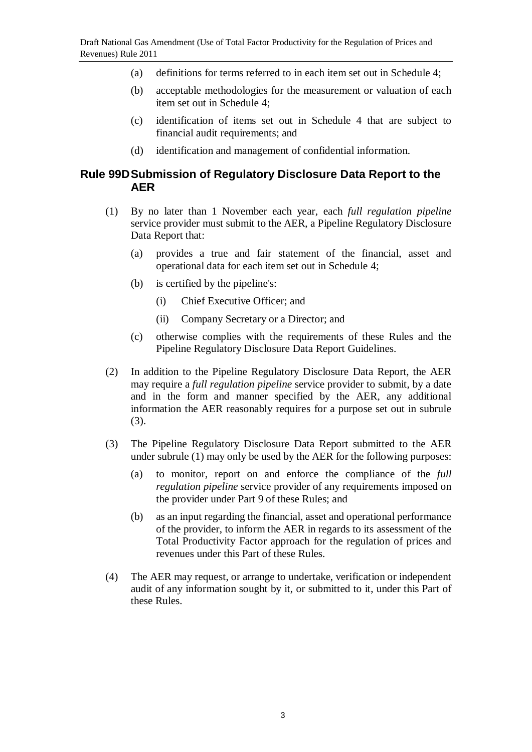(a) definitions for terms referred to in each item set out in Schedule 4;

(b) acceptable methodologies for the measurement or valuation of each item set out in Schedule 4;

(c) identification of items set out in Schedule 4 that are subject to financial audit requirements; and

(d) identification and management of confidential information.

## Rule 99D Submission of Regulatory Disclosure Data Report to the AER

(1) By no later than 1 November each year, each *full regulation pipeline* service provider must submit to the AER, a Pipeline Regulatory Disclosure Data Report that:

(a) provides a true and fair statement of the financial, asset and operational data for each item set out in Schedule 4;

(b) is certified by the pipeline's:

(i) Chief Executive Officer; and

(ii) Company Secretary or a Director; and

(c) otherwise complies with the requirements of these Rules and the Pipeline Regulatory Disclosure Data Report Guidelines.

(2) In addition to the Pipeline Regulatory Disclosure Data Report, the AER may require a *full regulation pipeline* service provider to submit, by a date and in the form and manner specified by the AER, any additional information the AER reasonably requires for a purpose set out in subrule (3).

(3) The Pipeline Regulatory Disclosure Data Report submitted to the AER under subrule (1) may only be used by the AER for the following purposes:

(a) to monitor, report on and enforce the compliance of the *full regulation pipeline* service provider of any requirements imposed on the provider under Part 9 of these Rules; and

(b) as an input regarding the financial, asset and operational performance of the provider, to inform the AER in regards to its assessment of the Total Productivity Factor approach for the regulation of prices and revenues under this Part of these Rules.

(4) The AER may request, or arrange to undertake, verification or independent audit of any information sought by it, or submitted to it, under this Part of these Rules.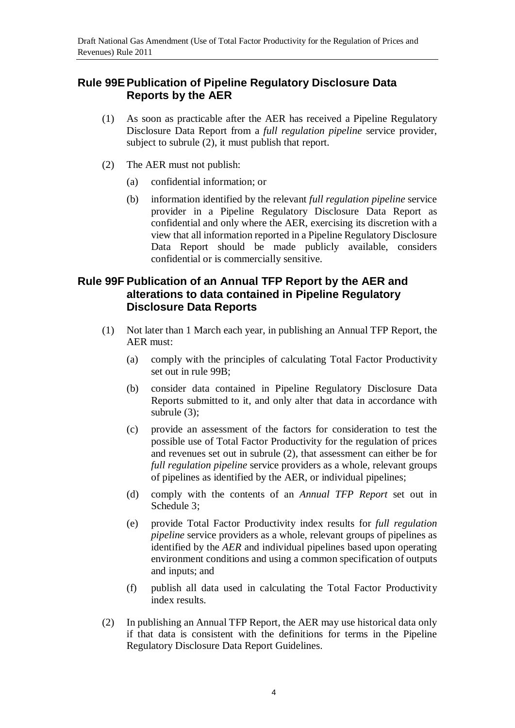## Rule 99E Publication of Pipeline Regulatory Disclosure Data Reports by the AER

(1) As soon as practicable after the AER has received a Pipeline Regulatory Disclosure Data Report from a *full regulation pipeline* service provider, subject to subrule (2), it must publish that report.

(2) The AER must not publish:

(a) confidential information; or

(b) information identified by the relevant *full regulation pipeline* service provider in a Pipeline Regulatory Disclosure Data Report as confidential and only where the AER, exercising its discretion with a view that all information reported in a Pipeline Regulatory Disclosure Data Report should be made publicly available, considers confidential or is commercially sensitive.

## Rule 99F Publication of an Annual TFP Report by the AER and alterations to data contained in Pipeline Regulatory Disclosure Data Reports

(1) Not later than 1 March each year, in publishing an Annual TFP Report, the AER must:

(a) comply with the principles of calculating Total Factor Productivity set out in rule 99B;

(b) consider data contained in Pipeline Regulatory Disclosure Data Reports submitted to it, and only alter that data in accordance with subrule (3);

(c) provide an assessment of the factors for consideration to test the possible use of Total Factor Productivity for the regulation of prices and revenues set out in subrule (2), that assessment can either be for *full regulation pipeline* service providers as a whole, relevant groups of pipelines as identified by the AER, or individual pipelines;

(d) comply with the contents of an *Annual TFP Report* set out in Schedule 3;

(e) provide Total Factor Productivity index results for *full regulation pipeline* service providers as a whole, relevant groups of pipelines as identified by the *AER* and individual pipelines based upon operating environment conditions and using a common specification of outputs and inputs; and

(f) publish all data used in calculating the Total Factor Productivity index results.

(2) In publishing an Annual TFP Report, the AER may use historical data only if that data is consistent with the definitions for terms in the Pipeline Regulatory Disclosure Data Report Guidelines.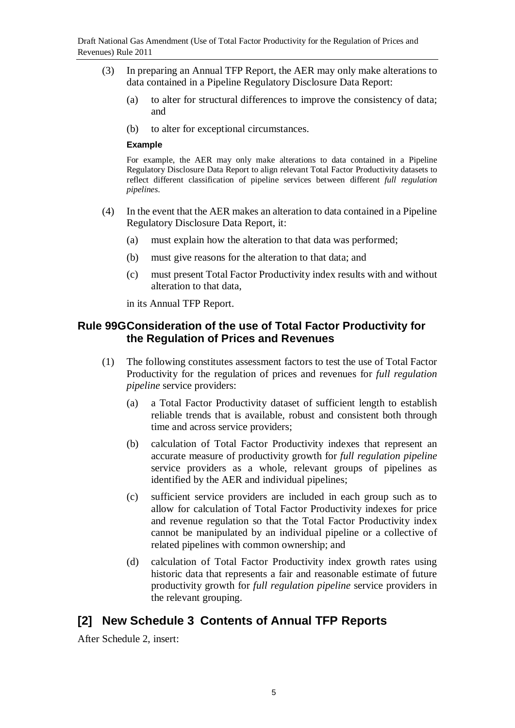(3) In preparing an Annual TFP Report, the AER may only make alterations to data contained in a Pipeline Regulatory Disclosure Data Report:

  (a) to alter for structural differences to improve the consistency of data; and

  (b) to alter for exceptional circumstances.

**Example**

For example, the AER may only make alterations to data contained in a Pipeline Regulatory Disclosure Data Report to align relevant Total Factor Productivity datasets to reflect different classification of pipeline services between different *full regulation pipelines*.

(4) In the event that the AER makes an alteration to data contained in a Pipeline Regulatory Disclosure Data Report, it:

  (a) must explain how the alteration to that data was performed;

  (b) must give reasons for the alteration to that data; and

  (c) must present Total Factor Productivity index results with and without alteration to that data,

in its Annual TFP Report.

### Rule 99G Consideration of the use of Total Factor Productivity for the Regulation of Prices and Revenues

(1) The following constitutes assessment factors to test the use of Total Factor Productivity for the regulation of prices and revenues for *full regulation pipeline* service providers:

  (a) a Total Factor Productivity dataset of sufficient length to establish reliable trends that is available, robust and consistent both through time and across service providers;

  (b) calculation of Total Factor Productivity indexes that represent an accurate measure of productivity growth for *full regulation pipeline* service providers as a whole, relevant groups of pipelines as identified by the AER and individual pipelines;

  (c) sufficient service providers are included in each group such as to allow for calculation of Total Factor Productivity indexes for price and revenue regulation so that the Total Factor Productivity index cannot be manipulated by an individual pipeline or a collective of related pipelines with common ownership; and

  (d) calculation of Total Factor Productivity index growth rates using historic data that represents a fair and reasonable estimate of future productivity growth for *full regulation pipeline* service providers in the relevant grouping.

## [2] New Schedule 3 Contents of Annual TFP Reports

After Schedule 2, insert: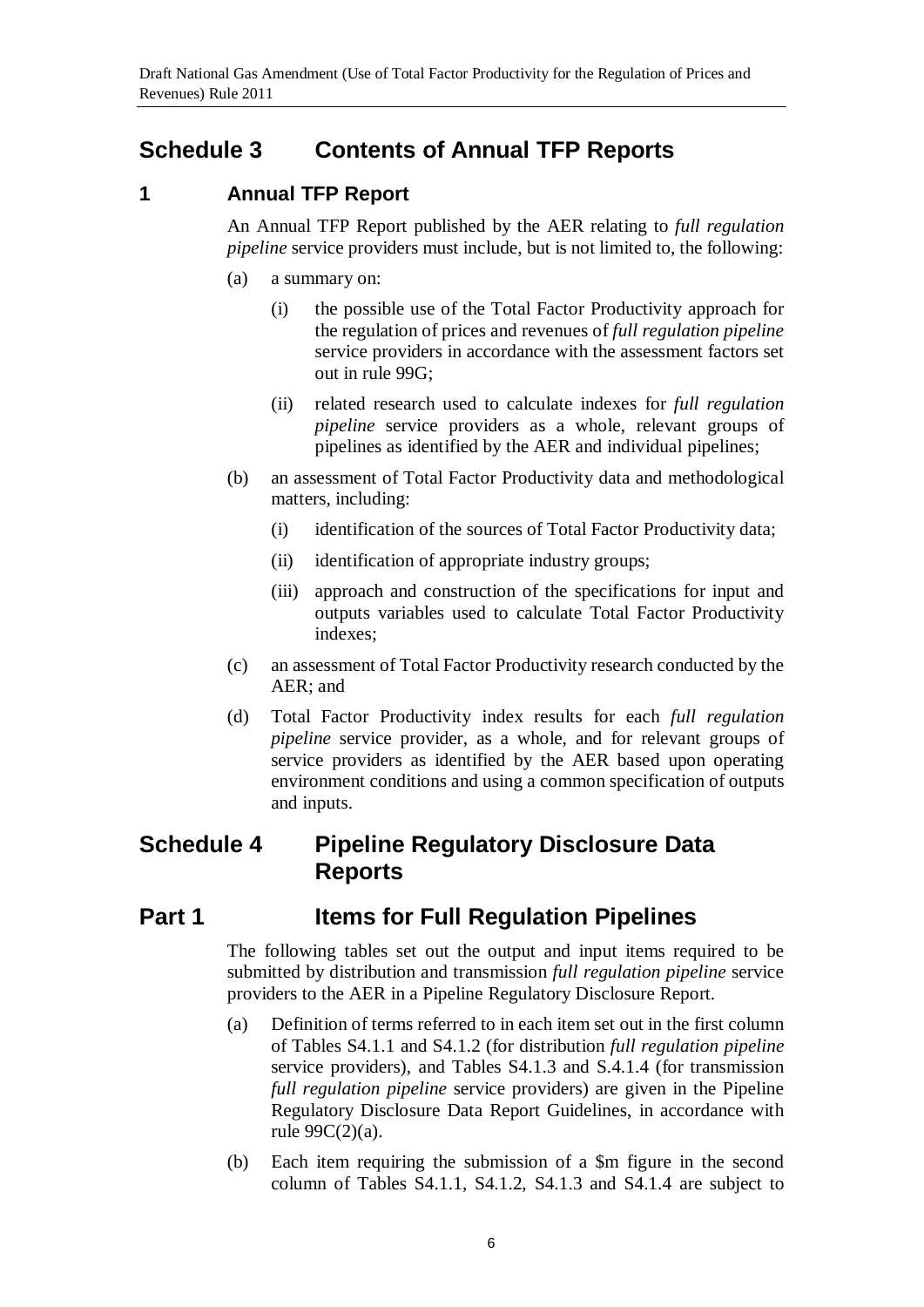# Schedule 3 Contents of Annual TFP Reports

## 1 Annual TFP Report

An Annual TFP Report published by the AER relating to *full regulation pipeline* service providers must include, but is not limited to, the following:

(a) a summary on:

(i) the possible use of the Total Factor Productivity approach for the regulation of prices and revenues of *full regulation pipeline* service providers in accordance with the assessment factors set out in rule 99G;

(ii) related research used to calculate indexes for *full regulation pipeline* service providers as a whole, relevant groups of pipelines as identified by the AER and individual pipelines;

(b) an assessment of Total Factor Productivity data and methodological matters, including:

(i) identification of the sources of Total Factor Productivity data;

(ii) identification of appropriate industry groups;

(iii) approach and construction of the specifications for input and outputs variables used to calculate Total Factor Productivity indexes;

(c) an assessment of Total Factor Productivity research conducted by the AER; and

(d) Total Factor Productivity index results for each *full regulation pipeline* service provider, as a whole, and for relevant groups of service providers as identified by the AER based upon operating environment conditions and using a common specification of outputs and inputs.

# Schedule 4 Pipeline Regulatory Disclosure Data Reports

# Part 1 Items for Full Regulation Pipelines

The following tables set out the output and input items required to be submitted by distribution and transmission *full regulation pipeline* service providers to the AER in a Pipeline Regulatory Disclosure Report.

(a) Definition of terms referred to in each item set out in the first column of Tables S4.1.1 and S4.1.2 (for distribution *full regulation pipeline* service providers), and Tables S4.1.3 and S.4.1.4 (for transmission *full regulation pipeline* service providers) are given in the Pipeline Regulatory Disclosure Data Report Guidelines, in accordance with rule 99C(2)(a).

(b) Each item requiring the submission of a $m figure in the second column of Tables S4.1.1, S4.1.2, S4.1.3 and S4.1.4 are subject to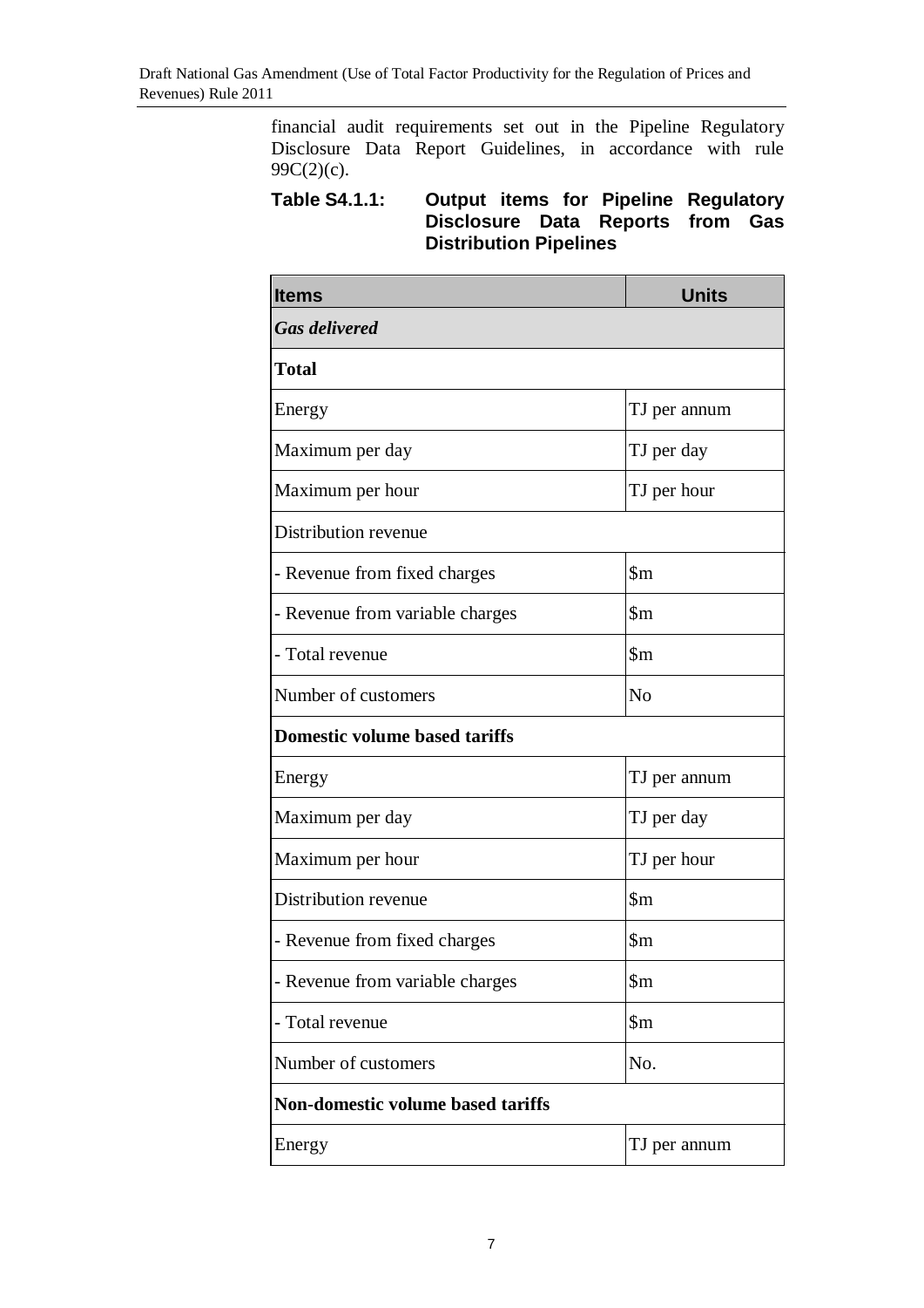financial audit requirements set out in the Pipeline Regulatory Disclosure Data Report Guidelines, in accordance with rule 99C(2)(c).

**Table S4.1.1: Output items for Pipeline Regulatory Disclosure Data Reports from Gas Distribution Pipelines**

| Items | Units |
|---|---|
| ***Gas delivered*** | |
| **Total** | |
| Energy | TJ per annum |
| Maximum per day | TJ per day |
| Maximum per hour | TJ per hour |
| Distribution revenue | |
| - Revenue from fixed charges | $m |
| - Revenue from variable charges | $m |
| - Total revenue | $m |
| Number of customers | No |
| **Domestic volume based tariffs** | |
| Energy | TJ per annum |
| Maximum per day | TJ per day |
| Maximum per hour | TJ per hour |
| Distribution revenue | $m |
| - Revenue from fixed charges | $m |
| - Revenue from variable charges | $m |
| - Total revenue | $m |
| Number of customers | No. |
| **Non-domestic volume based tariffs** | |
| Energy | TJ per annum |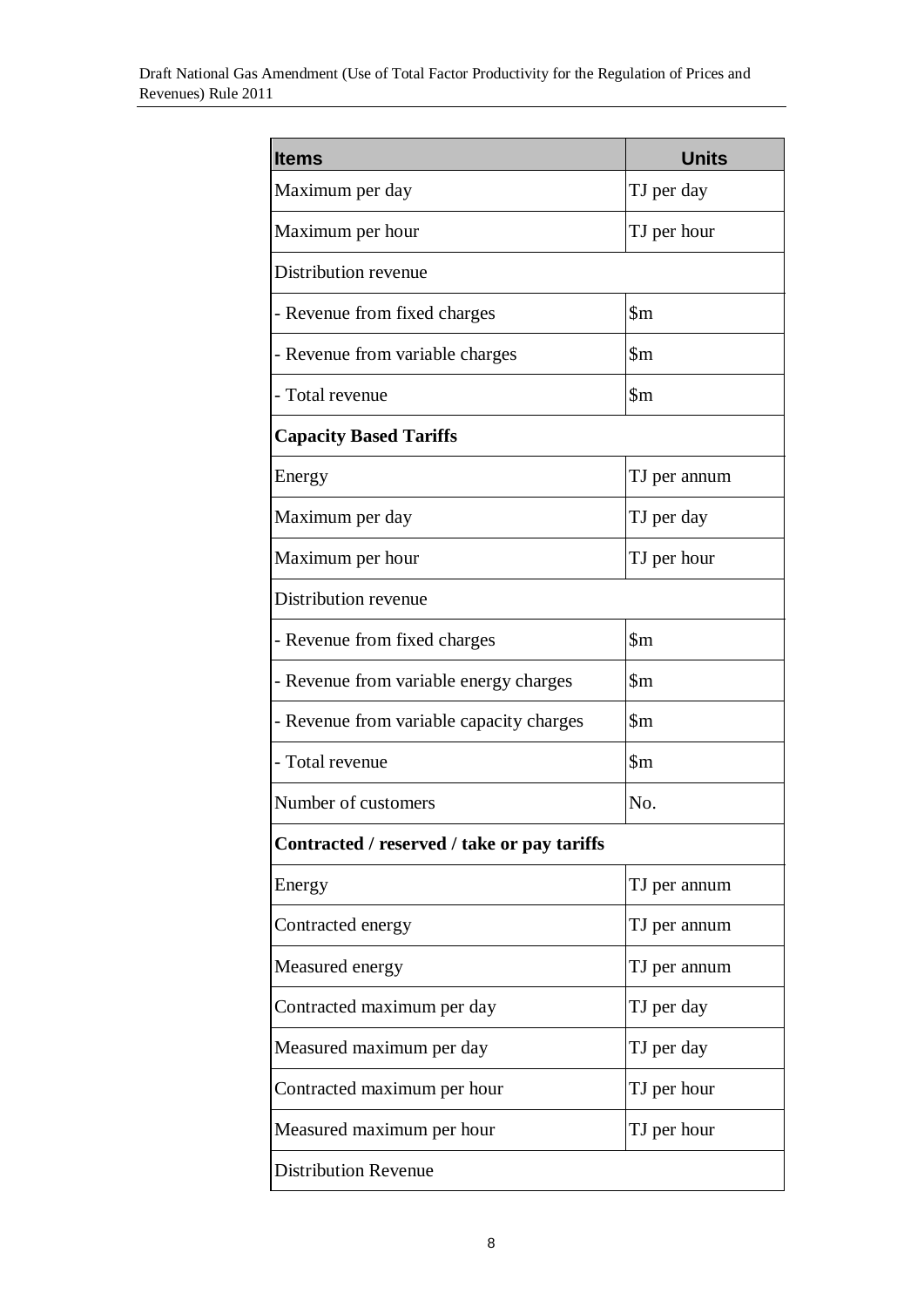| Items | Units |
| --- | --- |
| Maximum per day | TJ per day |
| Maximum per hour | TJ per hour |
| Distribution revenue | |
| - Revenue from fixed charges | $m |
| - Revenue from variable charges | $m |
| - Total revenue | $m |
| **Capacity Based Tariffs** | |
| Energy | TJ per annum |
| Maximum per day | TJ per day |
| Maximum per hour | TJ per hour |
| Distribution revenue | |
| - Revenue from fixed charges | $m |
| - Revenue from variable energy charges | $m |
| - Revenue from variable capacity charges | $m |
| - Total revenue | $m |
| Number of customers | No. |
| **Contracted / reserved / take or pay tariffs** | |
| Energy | TJ per annum |
| Contracted energy | TJ per annum |
| Measured energy | TJ per annum |
| Contracted maximum per day | TJ per day |
| Measured maximum per day | TJ per day |
| Contracted maximum per hour | TJ per hour |
| Measured maximum per hour | TJ per hour |
| Distribution Revenue | |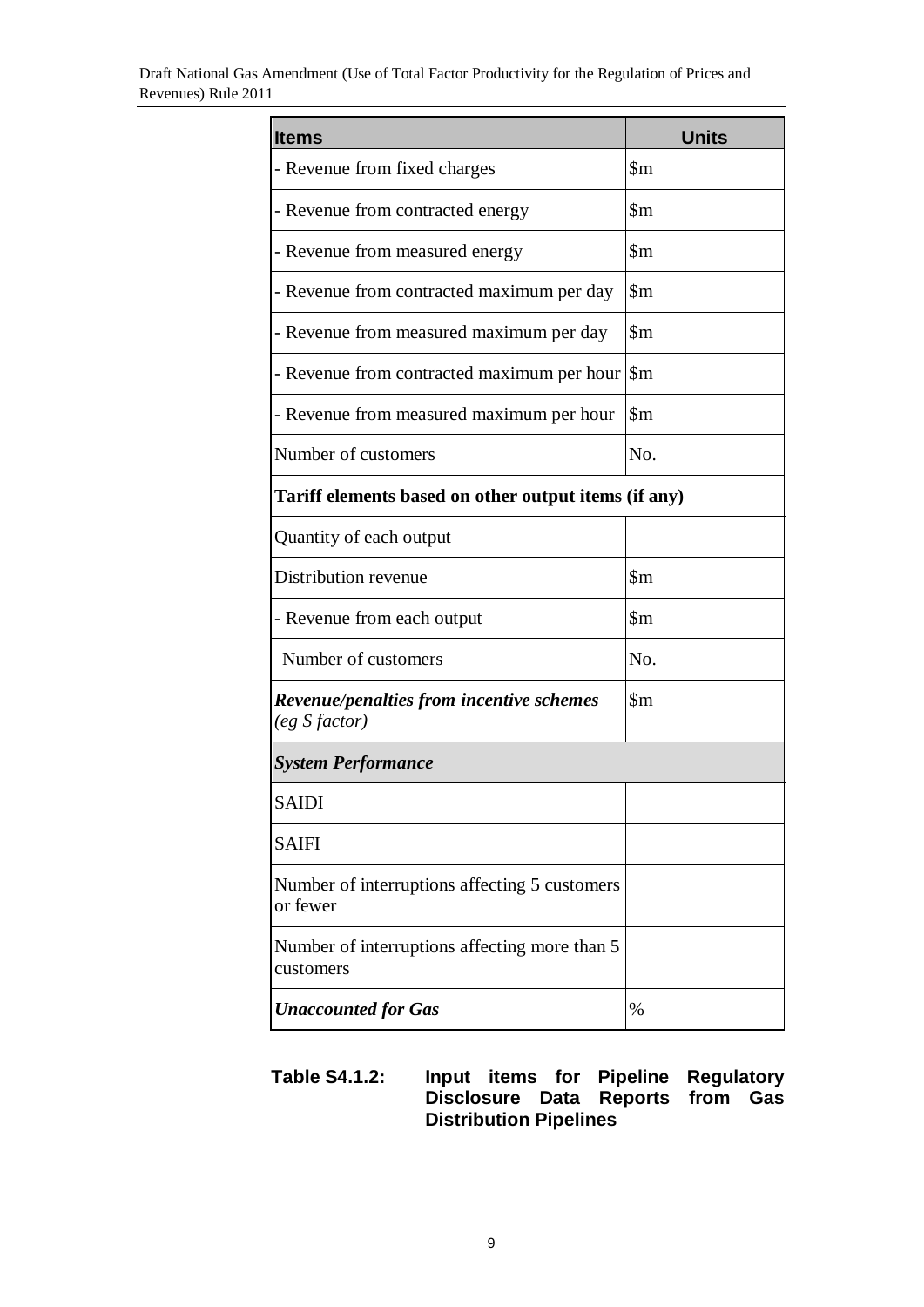| **Items** | **Units** |
|---|---|
| - Revenue from fixed charges | $m |
| - Revenue from contracted energy | $m |
| - Revenue from measured energy | $m |
| - Revenue from contracted maximum per day | $m |
| - Revenue from measured maximum per day | $m |
| - Revenue from contracted maximum per hour | $m |
| - Revenue from measured maximum per hour | $m |
| Number of customers | No. |
| **Tariff elements based on other output items (if any)** | |
| Quantity of each output | |
| Distribution revenue | $m |
| - Revenue from each output | $m |
| Number of customers | No. |
| ***Revenue/penalties from incentive schemes*** *(eg S factor)* | $m |
| ***System Performance*** | |
| SAIDI | |
| SAIFI | |
| Number of interruptions affecting 5 customers or fewer | |
| Number of interruptions affecting more than 5 customers | |
| ***Unaccounted for Gas*** | % |

**Table S4.1.2: Input items for Pipeline Regulatory Disclosure Data Reports from Gas Distribution Pipelines**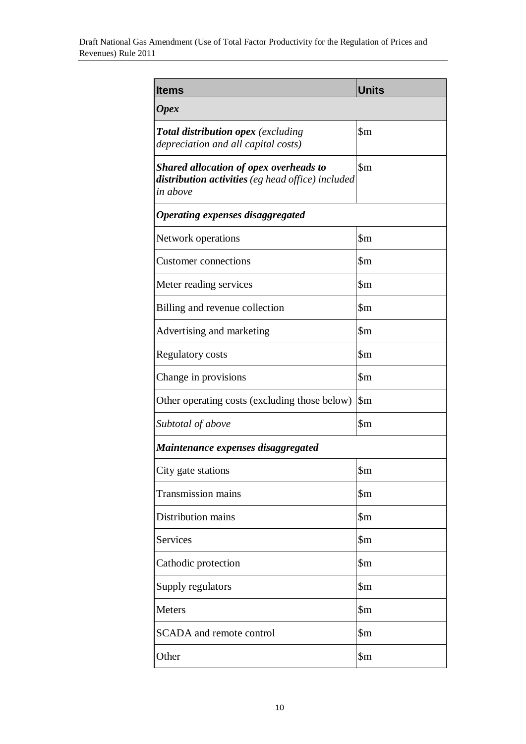| **Items** | **Units** |
|---|---|
| ***Opex*** | |
| ***Total distribution opex*** *(excluding depreciation and all capital costs)* | $m |
| ***Shared allocation of opex overheads to distribution activities*** *(eg head office) included in above* | $m |
| ***Operating expenses disaggregated*** | |
| Network operations | $m |
| Customer connections | $m |
| Meter reading services | $m |
| Billing and revenue collection | $m |
| Advertising and marketing | $m |
| Regulatory costs | $m |
| Change in provisions | $m |
| Other operating costs (excluding those below) | $m |
| *Subtotal of above* | $m |
| ***Maintenance expenses disaggregated*** | |
| City gate stations | $m |
| Transmission mains | $m |
| Distribution mains | $m |
| Services | $m |
| Cathodic protection | $m |
| Supply regulators | $m |
| Meters | $m |
| SCADA and remote control | $m |
| Other | $m |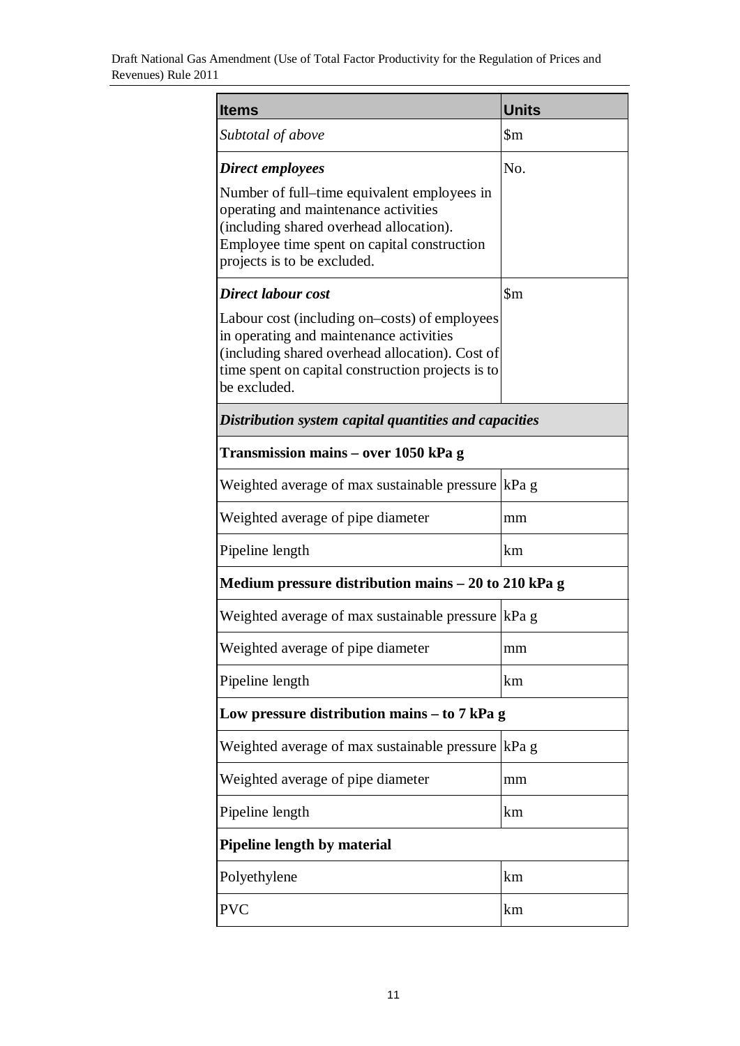| **Items** | **Units** |
|---|---|
| *Subtotal of above* | $m |
| ***Direct employees*** <br> Number of full–time equivalent employees in operating and maintenance activities (including shared overhead allocation). Employee time spent on capital construction projects is to be excluded. | No. |
| ***Direct labour cost*** <br> Labour cost (including on–costs) of employees in operating and maintenance activities (including shared overhead allocation). Cost of time spent on capital construction projects is to be excluded. | $m |
| ***Distribution system capital quantities and capacities*** | |
| **Transmission mains – over 1050 kPa g** | |
| Weighted average of max sustainable pressure | kPa g |
| Weighted average of pipe diameter | mm |
| Pipeline length | km |
| **Medium pressure distribution mains – 20 to 210 kPa g** | |
| Weighted average of max sustainable pressure | kPa g |
| Weighted average of pipe diameter | mm |
| Pipeline length | km |
| **Low pressure distribution mains – to 7 kPa g** | |
| Weighted average of max sustainable pressure | kPa g |
| Weighted average of pipe diameter | mm |
| Pipeline length | km |
| **Pipeline length by material** | |
| Polyethylene | km |
| PVC | km |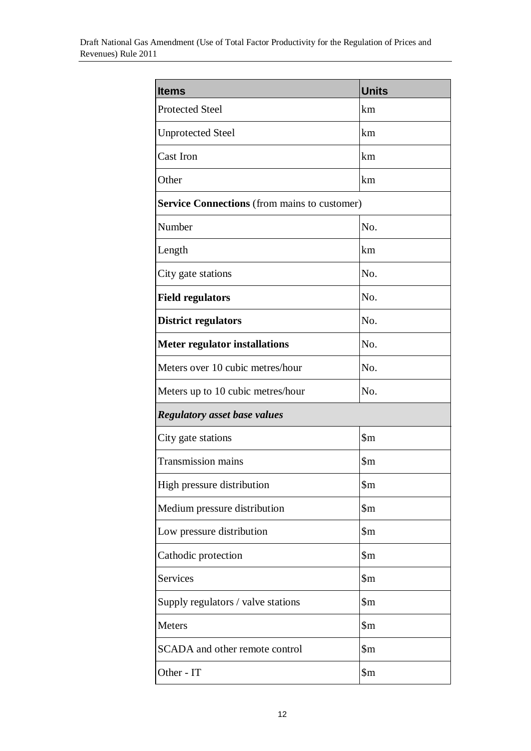| **Items** | **Units** |
|---|---|
| Protected Steel | km |
| Unprotected Steel | km |
| Cast Iron | km |
| Other | km |
| **Service Connections** (from mains to customer) | |
| Number | No. |
| Length | km |
| City gate stations | No. |
| **Field regulators** | No. |
| **District regulators** | No. |
| **Meter regulator installations** | No. |
| Meters over 10 cubic metres/hour | No. |
| Meters up to 10 cubic metres/hour | No. |
| ***Regulatory asset base values*** | |
| City gate stations | $m |
| Transmission mains | $m |
| High pressure distribution | $m |
| Medium pressure distribution | $m |
| Low pressure distribution | $m |
| Cathodic protection | $m |
| Services | $m |
| Supply regulators / valve stations | $m |
| Meters | $m |
| SCADA and other remote control | $m |
| Other - IT | $m |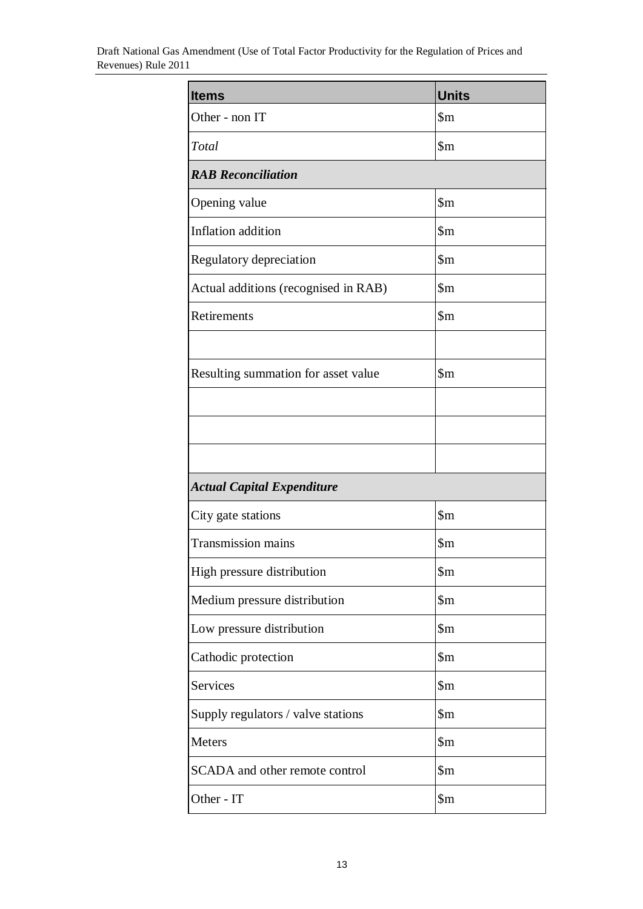| **Items** | **Units** |
|---|---|
| Other - non IT | \$m |
| *Total* | \$m |
| ***RAB Reconciliation*** | |
| Opening value | \$m |
| Inflation addition | \$m |
| Regulatory depreciation | \$m |
| Actual additions (recognised in RAB) | \$m |
| Retirements | \$m |
| | |
| Resulting summation for asset value | \$m |
| | |
| | |
| | |
| ***Actual Capital Expenditure*** | |
| City gate stations | \$m |
| Transmission mains | \$m |
| High pressure distribution | \$m |
| Medium pressure distribution | \$m |
| Low pressure distribution | \$m |
| Cathodic protection | \$m |
| Services | \$m |
| Supply regulators / valve stations | \$m |
| Meters | \$m |
| SCADA and other remote control | \$m |
| Other - IT | \$m |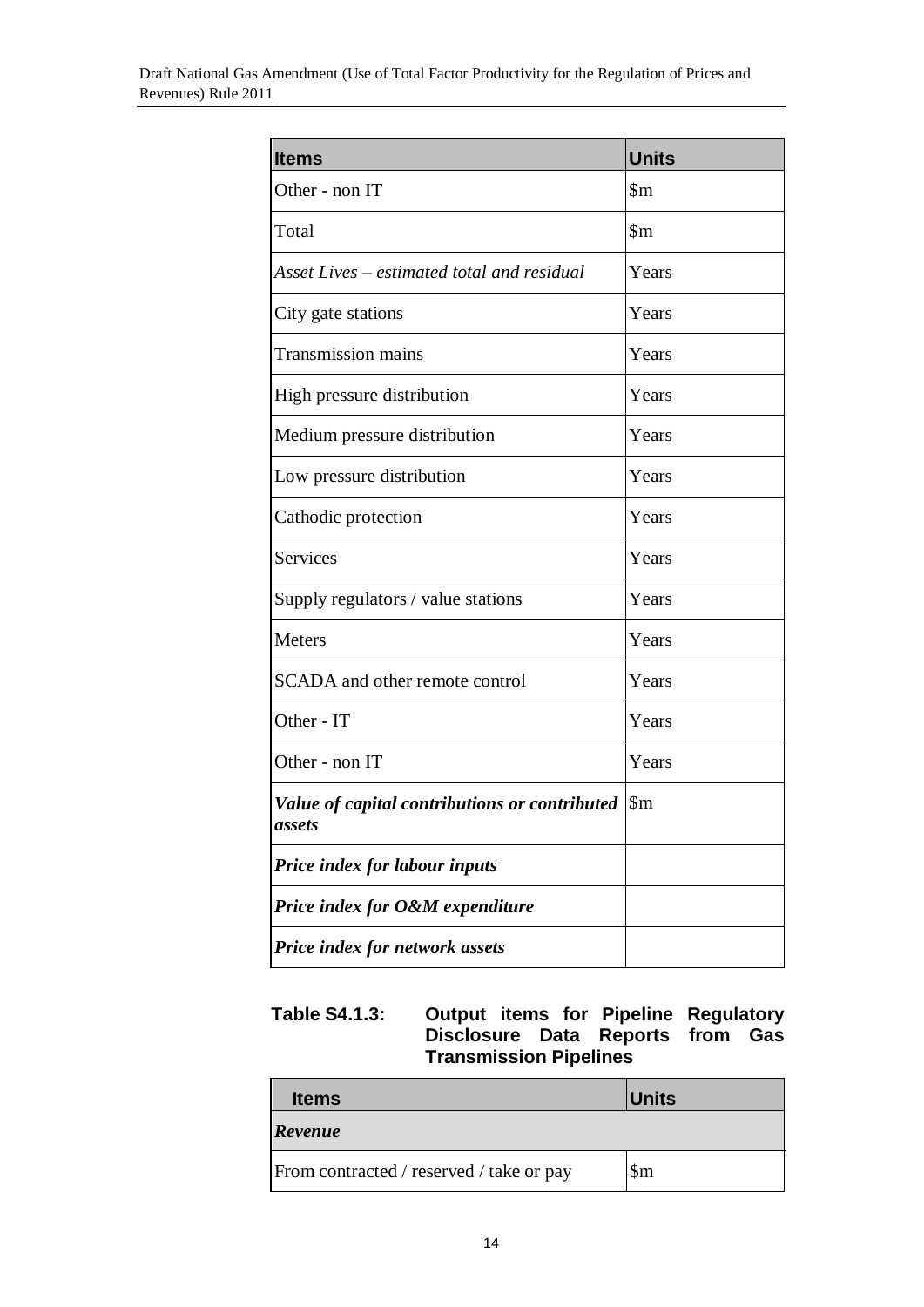| Items | Units |
|---|---|
| Other - non IT | $m |
| Total | $m |
| *Asset Lives – estimated total and residual* | Years |
| City gate stations | Years |
| Transmission mains | Years |
| High pressure distribution | Years |
| Medium pressure distribution | Years |
| Low pressure distribution | Years |
| Cathodic protection | Years |
| Services | Years |
| Supply regulators / value stations | Years |
| Meters | Years |
| SCADA and other remote control | Years |
| Other - IT | Years |
| Other - non IT | Years |
| ***Value of capital contributions or contributed assets*** | $m |
| ***Price index for labour inputs*** | |
| ***Price index for O&M expenditure*** | |
| ***Price index for network assets*** | |

**Table S4.1.3: Output items for Pipeline Regulatory Disclosure Data Reports from Gas Transmission Pipelines**

| Items | Units |
|---|---|
| ***Revenue*** | |
| From contracted / reserved / take or pay | $m |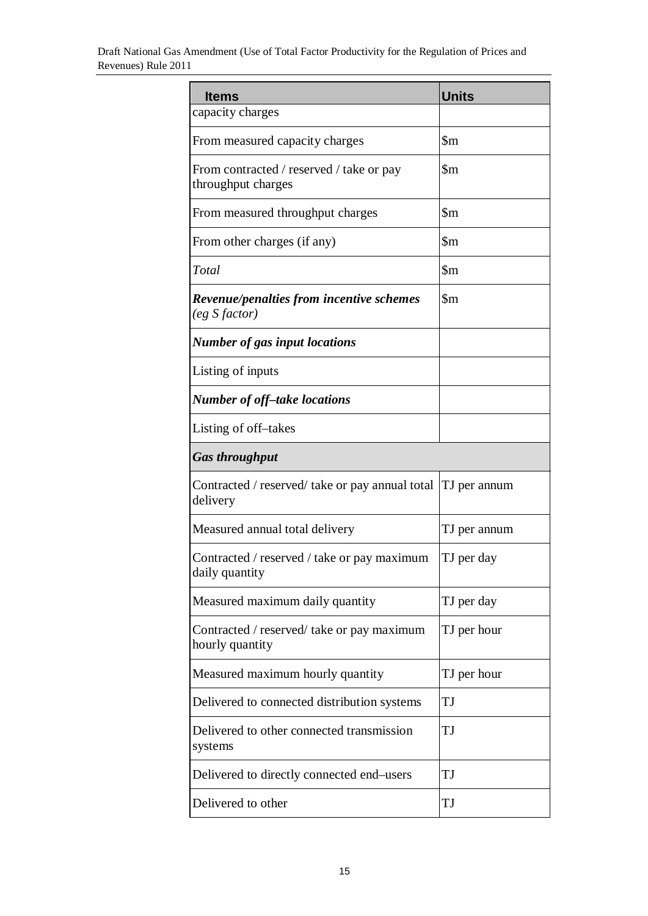| **Items** | **Units** |
|---|---|
| capacity charges | |
| From measured capacity charges | \$m |
| From contracted / reserved / take or pay throughput charges | \$m |
| From measured throughput charges | \$m |
| From other charges (if any) | \$m |
| *Total* | \$m |
| ***Revenue/penalties from incentive schemes (eg S factor)*** | \$m |
| ***Number of gas input locations*** | |
| Listing of inputs | |
| ***Number of off–take locations*** | |
| Listing of off–takes | |
| ***Gas throughput*** | |
| Contracted / reserved/ take or pay annual total delivery | TJ per annum |
| Measured annual total delivery | TJ per annum |
| Contracted / reserved / take or pay maximum daily quantity | TJ per day |
| Measured maximum daily quantity | TJ per day |
| Contracted / reserved/ take or pay maximum hourly quantity | TJ per hour |
| Measured maximum hourly quantity | TJ per hour |
| Delivered to connected distribution systems | TJ |
| Delivered to other connected transmission systems | TJ |
| Delivered to directly connected end–users | TJ |
| Delivered to other | TJ |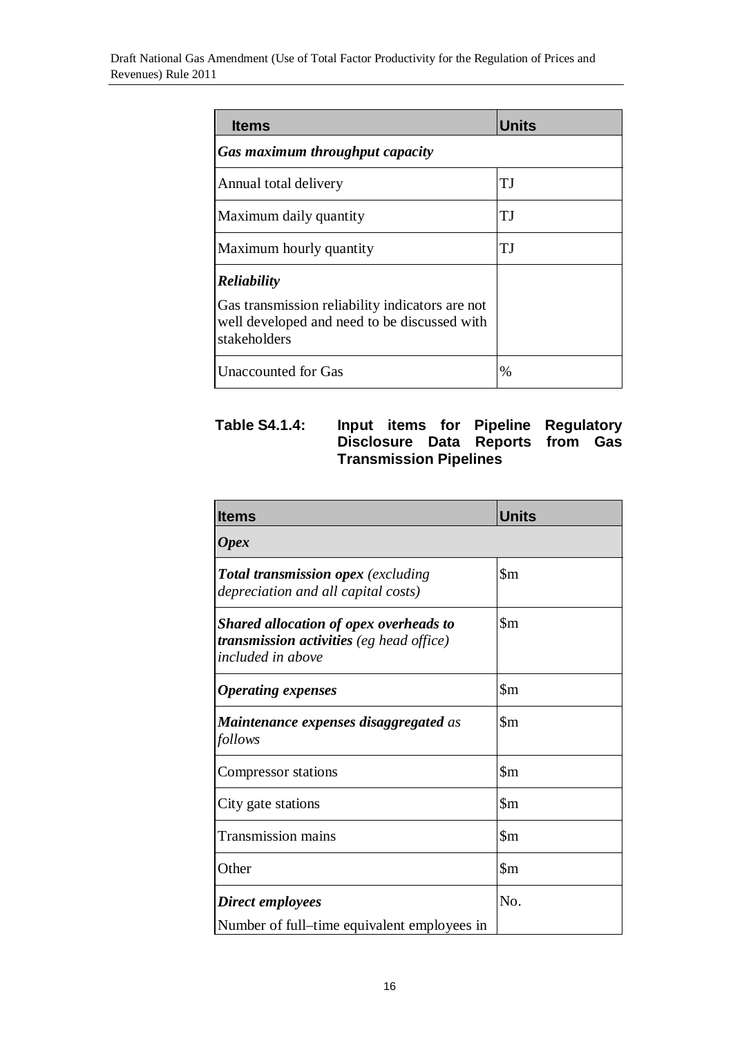| Items | Units |
| --- | --- |
| ***Gas maximum throughput capacity*** | |
| Annual total delivery | TJ |
| Maximum daily quantity | TJ |
| Maximum hourly quantity | TJ |
| ***Reliability*** <br> Gas transmission reliability indicators are not well developed and need to be discussed with stakeholders | |
| Unaccounted for Gas | % |

**Table S4.1.4: Input items for Pipeline Regulatory Disclosure Data Reports from Gas Transmission Pipelines**

| Items | Units |
| --- | --- |
| ***Opex*** | |
| ***Total transmission opex*** *(excluding depreciation and all capital costs)* | $m |
| ***Shared allocation of opex overheads to transmission activities*** *(eg head office) included in above* | $m |
| ***Operating expenses*** | $m |
| ***Maintenance expenses disaggregated*** *as follows* | $m |
| Compressor stations | $m |
| City gate stations | $m |
| Transmission mains | $m |
| Other | $m |
| ***Direct employees*** <br> Number of full–time equivalent employees in | No. |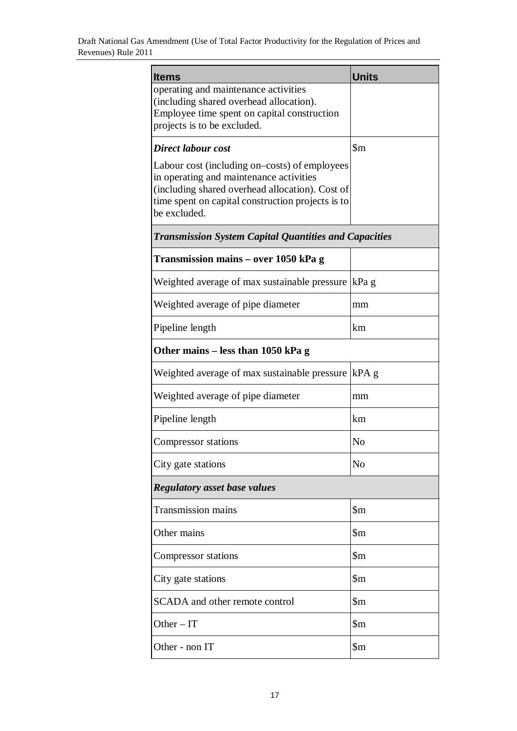| Items | Units |
|---|---|
| operating and maintenance activities (including shared overhead allocation). Employee time spent on capital construction projects is to be excluded. | |
| ***Direct labour cost*** Labour cost (including on–costs) of employees in operating and maintenance activities (including shared overhead allocation). Cost of time spent on capital construction projects is to be excluded. | $m |
| ***Transmission System Capital Quantities and Capacities*** | |
| **Transmission mains – over 1050 kPa g** | |
| Weighted average of max sustainable pressure | kPa g |
| Weighted average of pipe diameter | mm |
| Pipeline length | km |
| **Other mains – less than 1050 kPa g** | |
| Weighted average of max sustainable pressure | kPA g |
| Weighted average of pipe diameter | mm |
| Pipeline length | km |
| Compressor stations | No |
| City gate stations | No |
| ***Regulatory asset base values*** | |
| Transmission mains | $m |
| Other mains | $m |
| Compressor stations | $m |
| City gate stations | $m |
| SCADA and other remote control | $m |
| Other – IT | $m |
| Other - non IT | $m |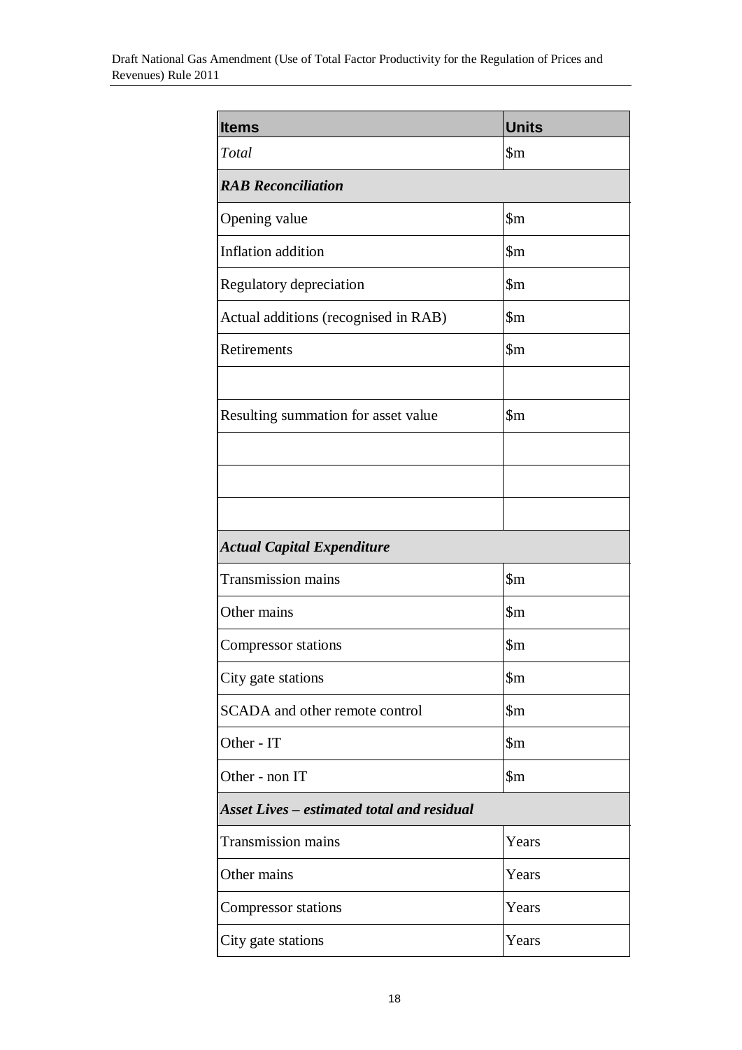| Items | Units |
|---|---|
| *Total* | $m |
| ***RAB Reconciliation*** | |
| Opening value | $m |
| Inflation addition | $m |
| Regulatory depreciation | $m |
| Actual additions (recognised in RAB) | $m |
| Retirements | $m |
| | |
| Resulting summation for asset value | $m |
| | |
| | |
| | |
| ***Actual Capital Expenditure*** | |
| Transmission mains | $m |
| Other mains | $m |
| Compressor stations | $m |
| City gate stations | $m |
| SCADA and other remote control | $m |
| Other - IT | $m |
| Other - non IT | $m |
| ***Asset Lives – estimated total and residual*** | |
| Transmission mains | Years |
| Other mains | Years |
| Compressor stations | Years |
| City gate stations | Years |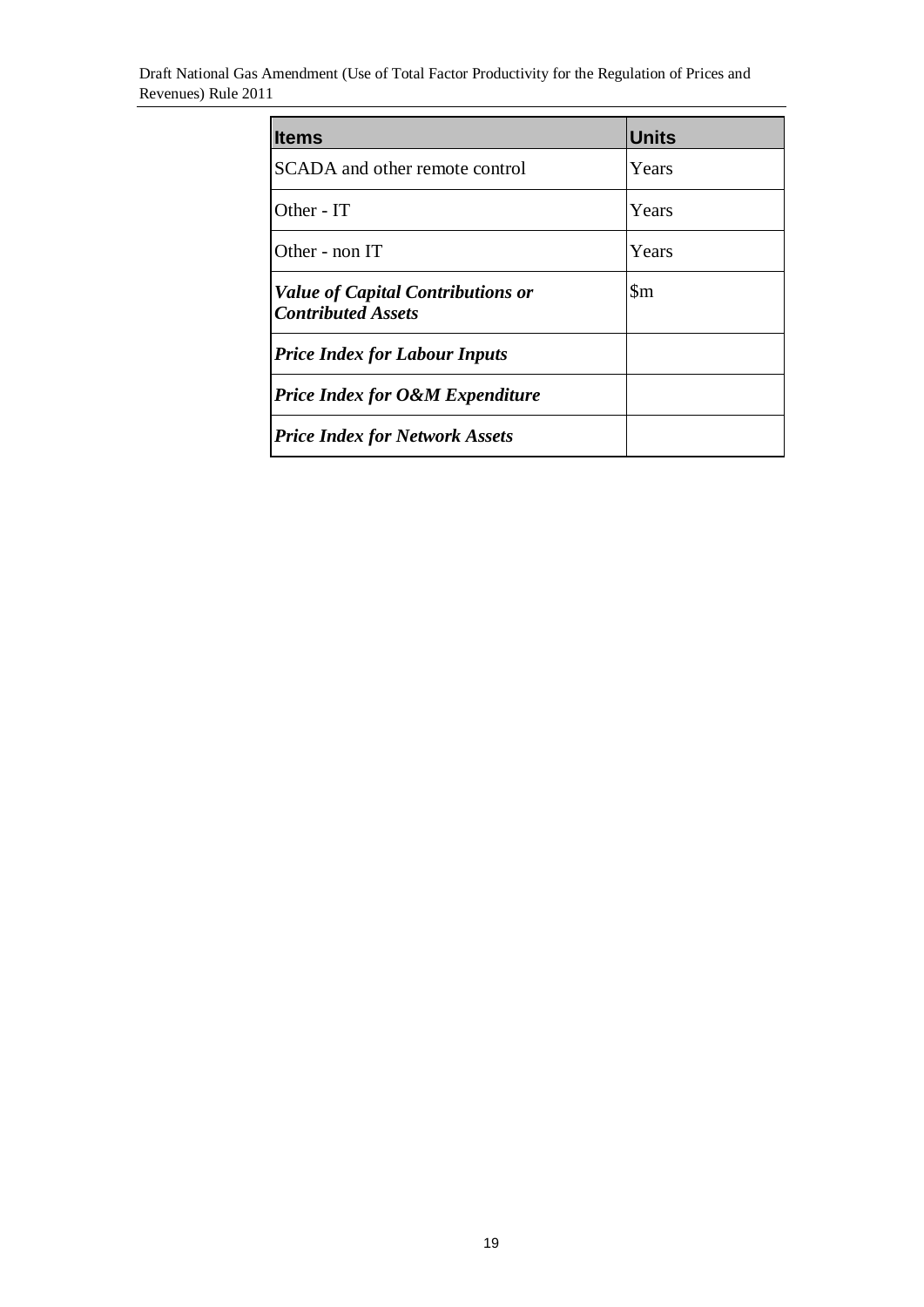| **Items** | **Units** |
|---|---|
| SCADA and other remote control | Years |
| Other - IT | Years |
| Other - non IT | Years |
| ***Value of Capital Contributions or Contributed Assets*** | $m |
| ***Price Index for Labour Inputs*** | |
| ***Price Index for O&M Expenditure*** | |
| ***Price Index for Network Assets*** | |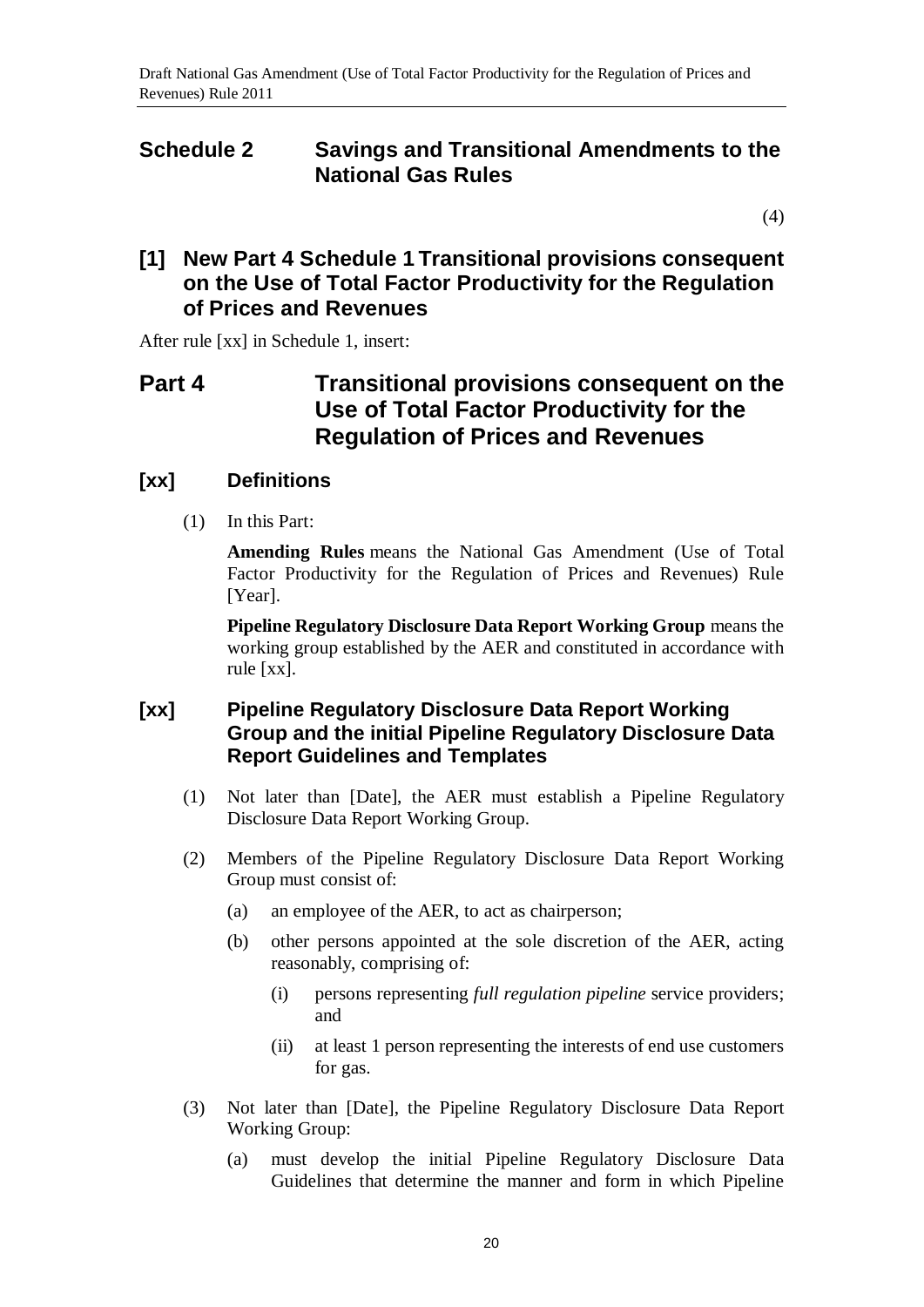## Schedule 2 Savings and Transitional Amendments to the National Gas Rules

(4)

### [1] New Part 4 Schedule 1 Transitional provisions consequent on the Use of Total Factor Productivity for the Regulation of Prices and Revenues

After rule [xx] in Schedule 1, insert:

## Part 4 Transitional provisions consequent on the Use of Total Factor Productivity for the Regulation of Prices and Revenues

### [xx] Definitions

(1) In this Part:

**Amending Rules** means the National Gas Amendment (Use of Total Factor Productivity for the Regulation of Prices and Revenues) Rule [Year].

**Pipeline Regulatory Disclosure Data Report Working Group** means the working group established by the AER and constituted in accordance with rule [xx].

### [xx] Pipeline Regulatory Disclosure Data Report Working Group and the initial Pipeline Regulatory Disclosure Data Report Guidelines and Templates

(1) Not later than [Date], the AER must establish a Pipeline Regulatory Disclosure Data Report Working Group.

(2) Members of the Pipeline Regulatory Disclosure Data Report Working Group must consist of:

  (a) an employee of the AER, to act as chairperson;

  (b) other persons appointed at the sole discretion of the AER, acting reasonably, comprising of:

    (i) persons representing *full regulation pipeline* service providers; and

    (ii) at least 1 person representing the interests of end use customers for gas.

(3) Not later than [Date], the Pipeline Regulatory Disclosure Data Report Working Group:

  (a) must develop the initial Pipeline Regulatory Disclosure Data Guidelines that determine the manner and form in which Pipeline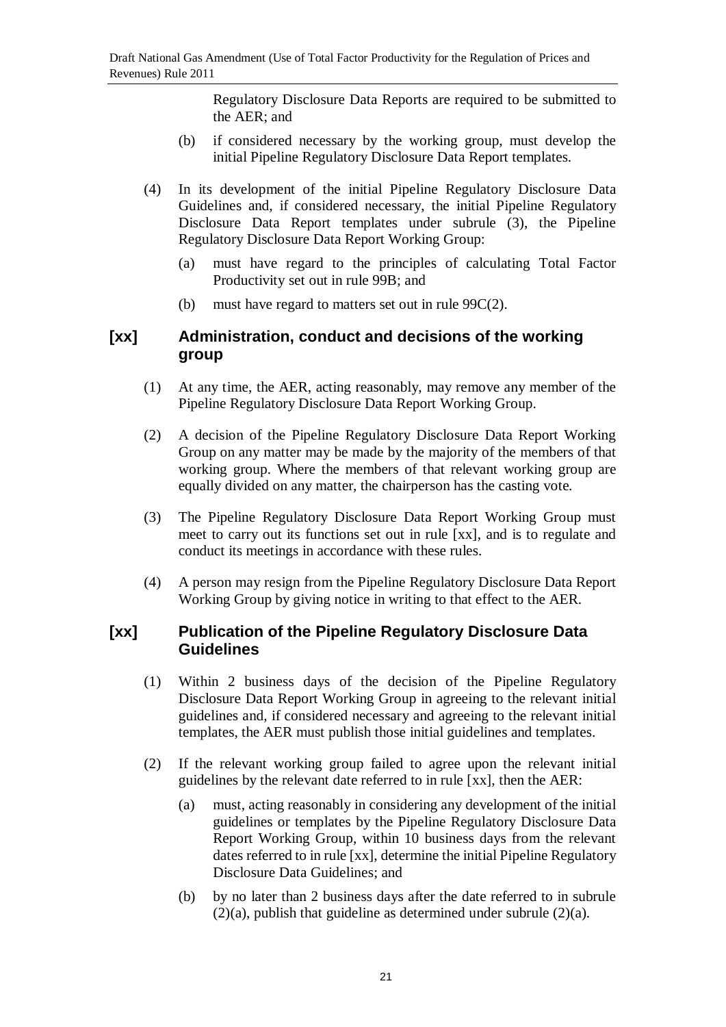Regulatory Disclosure Data Reports are required to be submitted to the AER; and

(b) if considered necessary by the working group, must develop the initial Pipeline Regulatory Disclosure Data Report templates.

(4) In its development of the initial Pipeline Regulatory Disclosure Data Guidelines and, if considered necessary, the initial Pipeline Regulatory Disclosure Data Report templates under subrule (3), the Pipeline Regulatory Disclosure Data Report Working Group:

(a) must have regard to the principles of calculating Total Factor Productivity set out in rule 99B; and

(b) must have regard to matters set out in rule 99C(2).

## [xx] Administration, conduct and decisions of the working group

(1) At any time, the AER, acting reasonably, may remove any member of the Pipeline Regulatory Disclosure Data Report Working Group.

(2) A decision of the Pipeline Regulatory Disclosure Data Report Working Group on any matter may be made by the majority of the members of that working group. Where the members of that relevant working group are equally divided on any matter, the chairperson has the casting vote.

(3) The Pipeline Regulatory Disclosure Data Report Working Group must meet to carry out its functions set out in rule [xx], and is to regulate and conduct its meetings in accordance with these rules.

(4) A person may resign from the Pipeline Regulatory Disclosure Data Report Working Group by giving notice in writing to that effect to the AER.

## [xx] Publication of the Pipeline Regulatory Disclosure Data Guidelines

(1) Within 2 business days of the decision of the Pipeline Regulatory Disclosure Data Report Working Group in agreeing to the relevant initial guidelines and, if considered necessary and agreeing to the relevant initial templates, the AER must publish those initial guidelines and templates.

(2) If the relevant working group failed to agree upon the relevant initial guidelines by the relevant date referred to in rule [xx], then the AER:

(a) must, acting reasonably in considering any development of the initial guidelines or templates by the Pipeline Regulatory Disclosure Data Report Working Group, within 10 business days from the relevant dates referred to in rule [xx], determine the initial Pipeline Regulatory Disclosure Data Guidelines; and

(b) by no later than 2 business days after the date referred to in subrule (2)(a), publish that guideline as determined under subrule (2)(a).